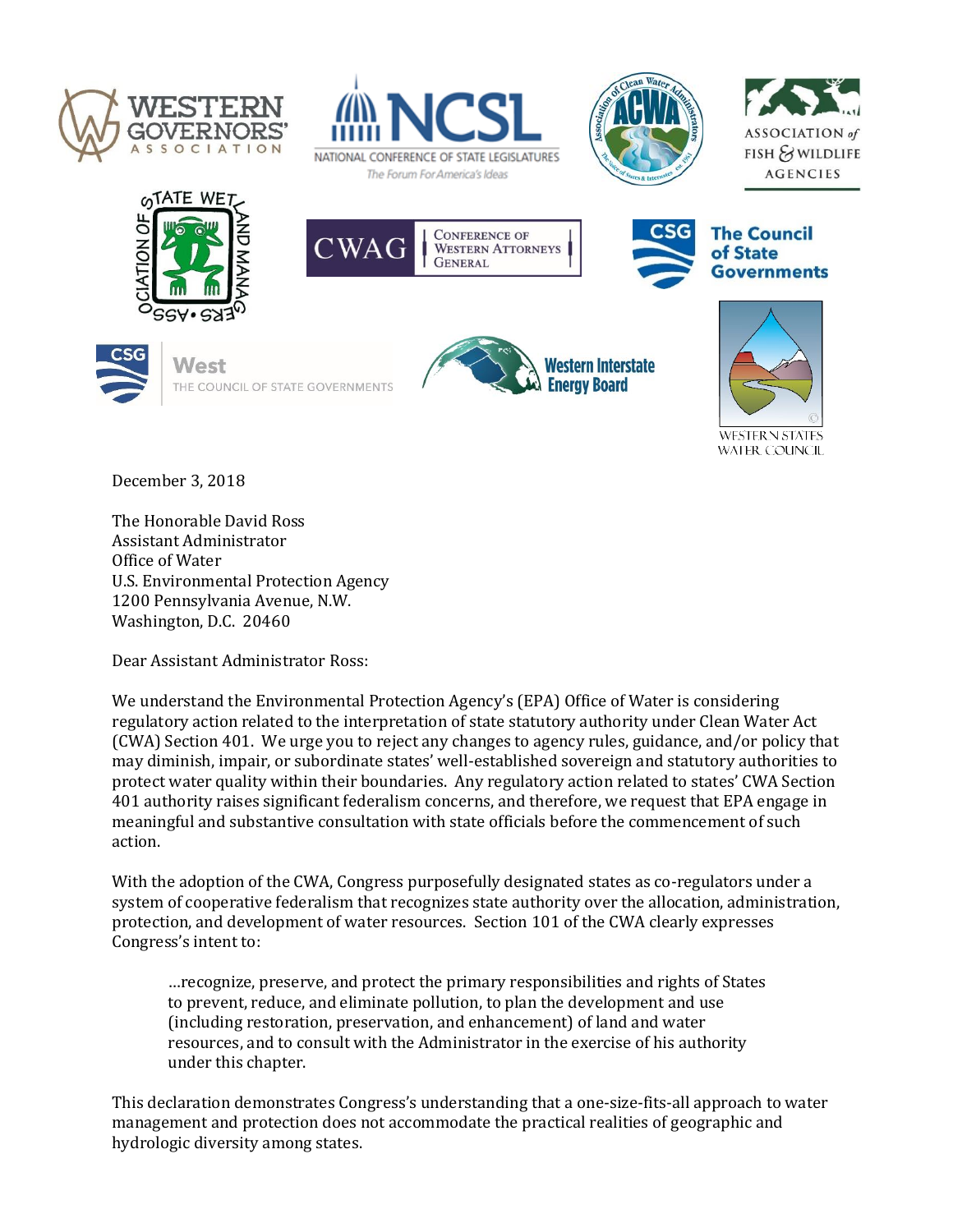December 3, 2018

The Honorable David Ross
Assistant Administrator
Office of Water
U.S. Environmental Protection Agency
1200 Pennsylvania Avenue, N.W.
Washington, D.C. 20460

Dear Assistant Administrator Ross:

We understand the Environmental Protection Agency's (EPA) Office of Water is considering regulatory action related to the interpretation of state statutory authority under Clean Water Act (CWA) Section 401. We urge you to reject any changes to agency rules, guidance, and/or policy that may diminish, impair, or subordinate states' well-established sovereign and statutory authorities to protect water quality within their boundaries. Any regulatory action related to states' CWA Section 401 authority raises significant federalism concerns, and therefore, we request that EPA engage in meaningful and substantive consultation with state officials before the commencement of such action.

With the adoption of the CWA, Congress purposefully designated states as co-regulators under a system of cooperative federalism that recognizes state authority over the allocation, administration, protection, and development of water resources. Section 101 of the CWA clearly expresses Congress's intent to:

> …recognize, preserve, and protect the primary responsibilities and rights of States to prevent, reduce, and eliminate pollution, to plan the development and use (including restoration, preservation, and enhancement) of land and water resources, and to consult with the Administrator in the exercise of his authority under this chapter.

This declaration demonstrates Congress's understanding that a one-size-fits-all approach to water management and protection does not accommodate the practical realities of geographic and hydrologic diversity among states.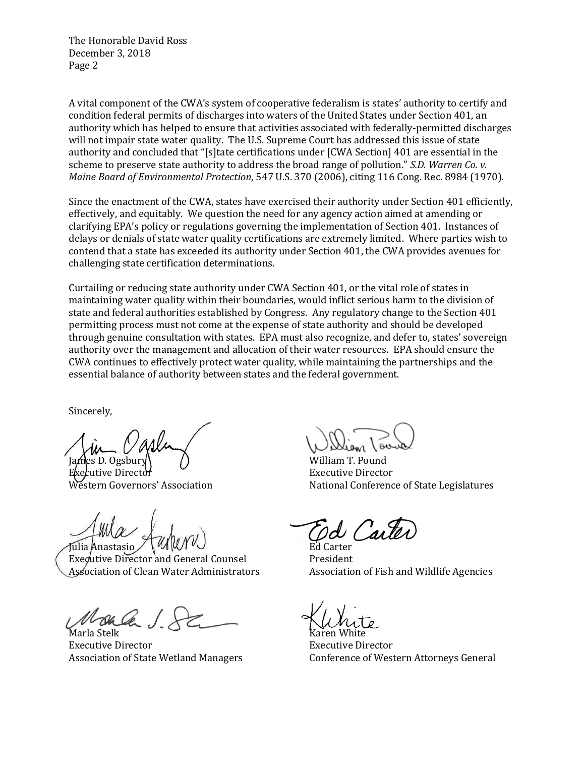A vital component of the CWA's system of cooperative federalism is states' authority to certify and condition federal permits of discharges into waters of the United States under Section 401, an authority which has helped to ensure that activities associated with federally-permitted discharges will not impair state water quality. The U.S. Supreme Court has addressed this issue of state authority and concluded that "[s]tate certifications under [CWA Section] 401 are essential in the scheme to preserve state authority to address the broad range of pollution." *S.D. Warren Co. v. Maine Board of Environmental Protection*, 547 U.S. 370 (2006), citing 116 Cong. Rec. 8984 (1970).

Since the enactment of the CWA, states have exercised their authority under Section 401 efficiently, effectively, and equitably. We question the need for any agency action aimed at amending or clarifying EPA's policy or regulations governing the implementation of Section 401. Instances of delays or denials of state water quality certifications are extremely limited. Where parties wish to contend that a state has exceeded its authority under Section 401, the CWA provides avenues for challenging state certification determinations.

Curtailing or reducing state authority under CWA Section 401, or the vital role of states in maintaining water quality within their boundaries, would inflict serious harm to the division of state and federal authorities established by Congress. Any regulatory change to the Section 401 permitting process must not come at the expense of state authority and should be developed through genuine consultation with states. EPA must also recognize, and defer to, states' sovereign authority over the management and allocation of their water resources. EPA should ensure the CWA continues to effectively protect water quality, while maintaining the partnerships and the essential balance of authority between states and the federal government.

Sincerely,

James D. Ogsbury
Executive Director
Western Governors' Association

William T. Pound
Executive Director
National Conference of State Legislatures

Julia Anastasio
Executive Director and General Counsel
Association of Clean Water Administrators

Ed Carter
President
Association of Fish and Wildlife Agencies

Marla Stelk
Executive Director
Association of State Wetland Managers

Karen White
Executive Director
Conference of Western Attorneys General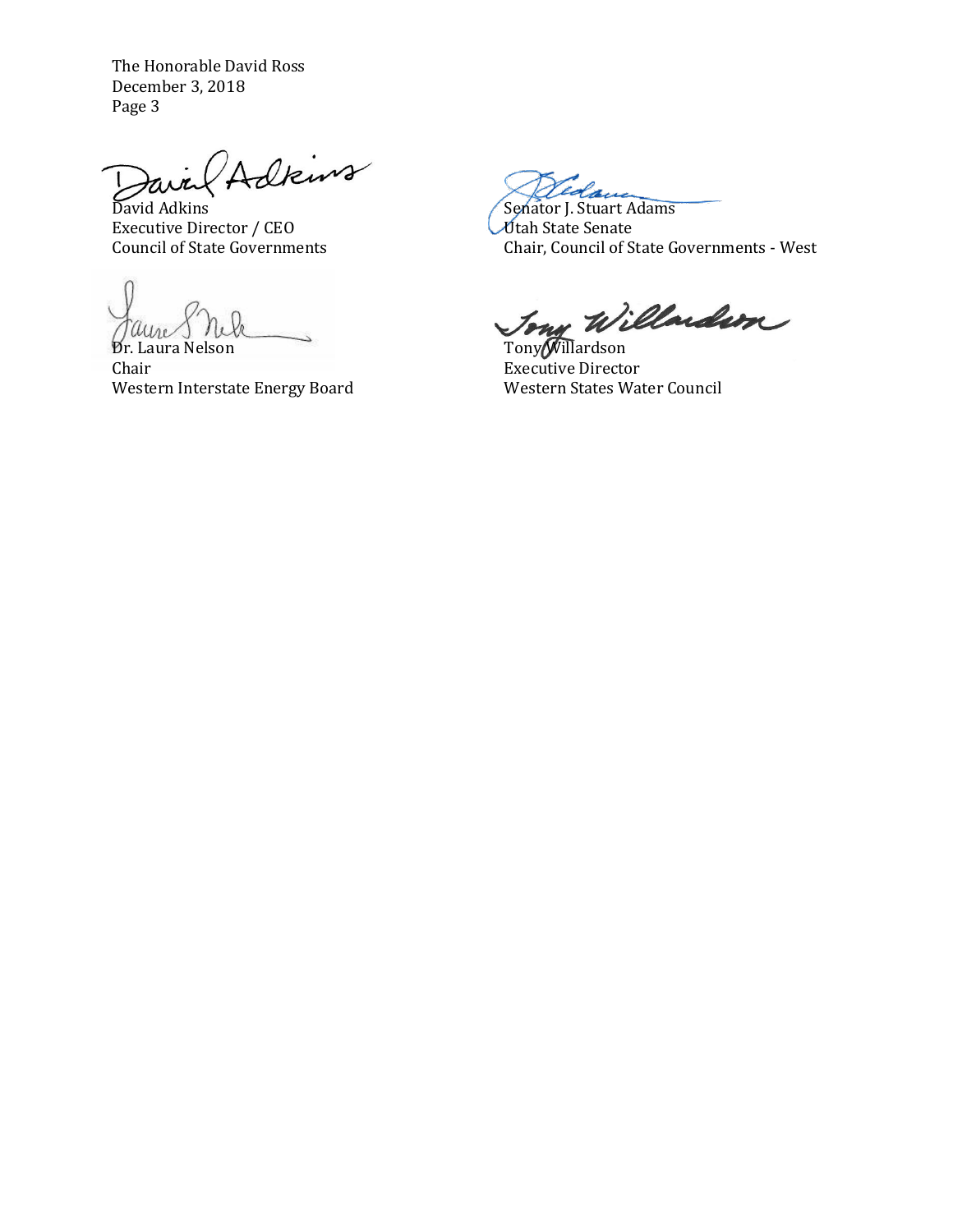David Adkins
Executive Director / CEO
Council of State Governments

Senator J. Stuart Adams
Utah State Senate
Chair, Council of State Governments - West

Dr. Laura Nelson
Chair
Western Interstate Energy Board

Tony Willardson
Executive Director
Western States Water Council